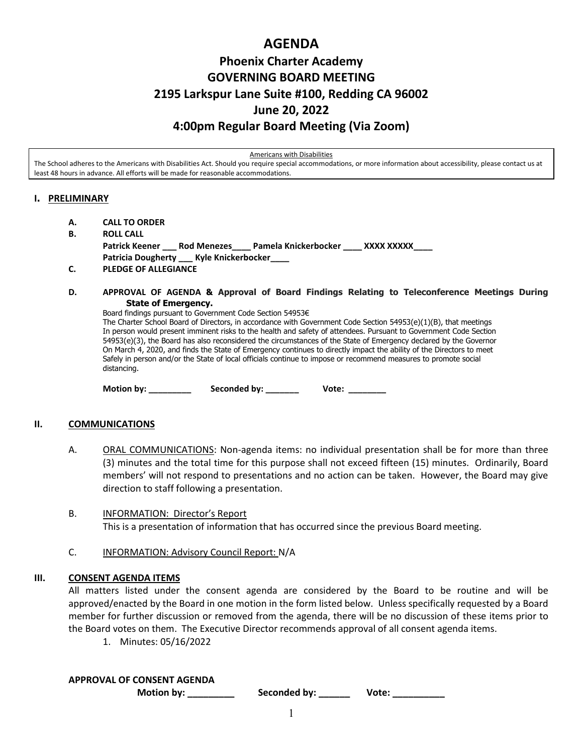# AGENDA

## Phoenix Charter Academy
## GOVERNING BOARD MEETING
## 2195 Larkspur Lane Suite #100, Redding CA 96002
## June 20, 2022
## 4:00pm Regular Board Meeting (Via Zoom)

Americans with Disabilities

The School adheres to the Americans with Disabilities Act. Should you require special accommodations, or more information about accessibility, please contact us at least 48 hours in advance. All efforts will be made for reasonable accommodations.

### I. PRELIMINARY

**A. CALL TO ORDER**

**B. ROLL CALL**

**Patrick Keener ___ Rod Menezes____ Pamela Knickerbocker ____ XXXX XXXXX____**
**Patricia Dougherty ___ Kyle Knickerbocker____**

**C. PLEDGE OF ALLEGIANCE**

**D. APPROVAL OF AGENDA & Approval of Board Findings Relating to Teleconference Meetings During State of Emergency.**

Board findings pursuant to Government Code Section 54953€
The Charter School Board of Directors, in accordance with Government Code Section 54953(e)(1)(B), that meetings In person would present imminent risks to the health and safety of attendees. Pursuant to Government Code Section 54953(e)(3), the Board has also reconsidered the circumstances of the State of Emergency declared by the Governor On March 4, 2020, and finds the State of Emergency continues to directly impact the ability of the Directors to meet Safely in person and/or the State of local officials continue to impose or recommend measures to promote social distancing.

**Motion by: _________ Seconded by: _______ Vote: ________**

### II. COMMUNICATIONS

A. ORAL COMMUNICATIONS: Non-agenda items: no individual presentation shall be for more than three (3) minutes and the total time for this purpose shall not exceed fifteen (15) minutes. Ordinarily, Board members' will not respond to presentations and no action can be taken. However, the Board may give direction to staff following a presentation.

B. INFORMATION: Director's Report
This is a presentation of information that has occurred since the previous Board meeting.

C. INFORMATION: Advisory Council Report: N/A

### III. CONSENT AGENDA ITEMS

All matters listed under the consent agenda are considered by the Board to be routine and will be approved/enacted by the Board in one motion in the form listed below. Unless specifically requested by a Board member for further discussion or removed from the agenda, there will be no discussion of these items prior to the Board votes on them. The Executive Director recommends approval of all consent agenda items.

1. Minutes: 05/16/2022

**APPROVAL OF CONSENT AGENDA**

**Motion by: _________ Seconded by: ______ Vote: __________**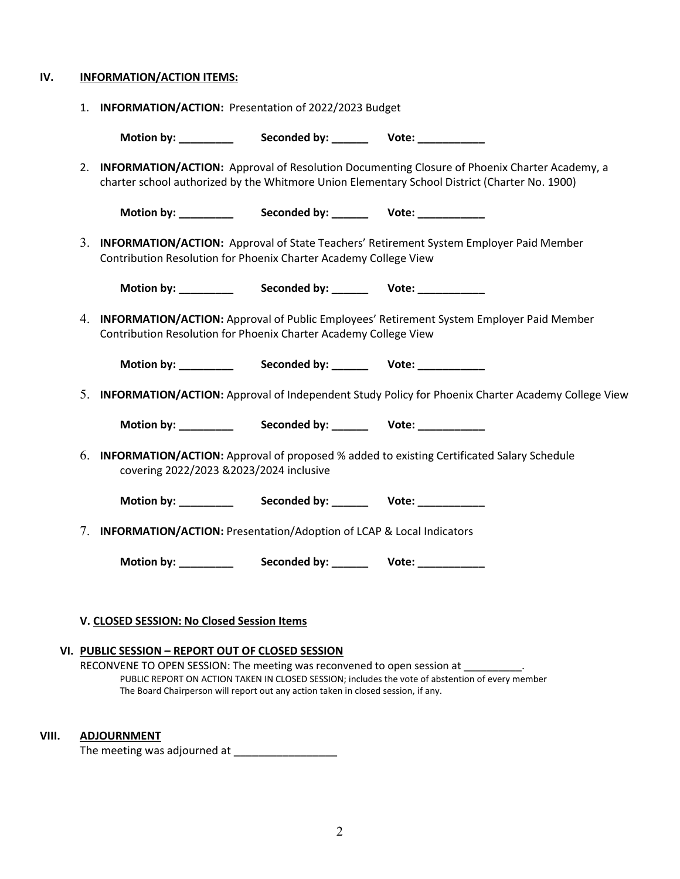## IV. INFORMATION/ACTION ITEMS:

1. **INFORMATION/ACTION:** Presentation of 2022/2023 Budget

   **Motion by: _________ Seconded by: ______ Vote: ___________**

2. **INFORMATION/ACTION:** Approval of Resolution Documenting Closure of Phoenix Charter Academy, a charter school authorized by the Whitmore Union Elementary School District (Charter No. 1900)

   **Motion by: _________ Seconded by: ______ Vote: ___________**

3. **INFORMATION/ACTION:** Approval of State Teachers' Retirement System Employer Paid Member Contribution Resolution for Phoenix Charter Academy College View

   **Motion by: _________ Seconded by: ______ Vote: ___________**

4. **INFORMATION/ACTION:** Approval of Public Employees' Retirement System Employer Paid Member Contribution Resolution for Phoenix Charter Academy College View

   **Motion by: _________ Seconded by: ______ Vote: ___________**

5. **INFORMATION/ACTION:** Approval of Independent Study Policy for Phoenix Charter Academy College View

   **Motion by: _________ Seconded by: ______ Vote: ___________**

6. **INFORMATION/ACTION:** Approval of proposed % added to existing Certificated Salary Schedule covering 2022/2023 &2023/2024 inclusive

   **Motion by: _________ Seconded by: ______ Vote: ___________**

7. **INFORMATION/ACTION:** Presentation/Adoption of LCAP & Local Indicators

   **Motion by: _________ Seconded by: ______ Vote: ___________**

## V. CLOSED SESSION: No Closed Session Items

## VI. PUBLIC SESSION – REPORT OUT OF CLOSED SESSION

RECONVENE TO OPEN SESSION: The meeting was reconvened to open session at __________.

PUBLIC REPORT ON ACTION TAKEN IN CLOSED SESSION; includes the vote of abstention of every member
The Board Chairperson will report out any action taken in closed session, if any.

## VIII. ADJOURNMENT

The meeting was adjourned at _________________